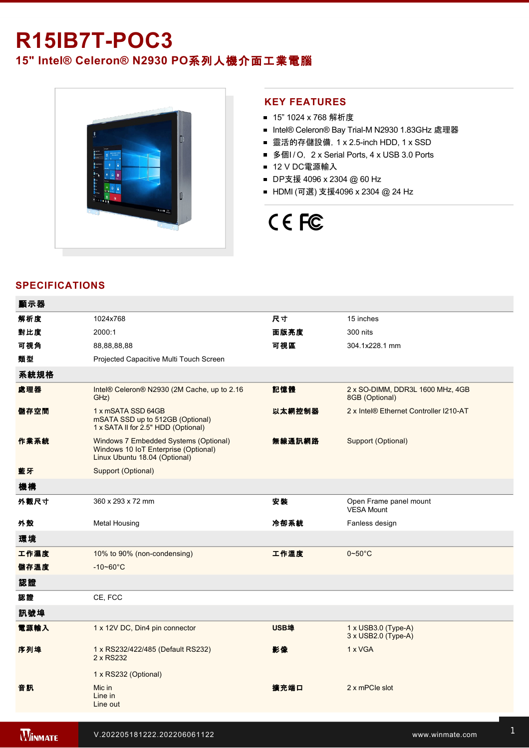# R15IB7T-POC3

## 15" Intel® Celeron® N2930 PO系列人機介面工業電腦

## KEY FEATURES

- 15" 1024 x 768 解析度
- Intel® Celeron® Bay Trial-M N2930 1.83GHz 處理器
- 靈活的存儲設備, 1 x 2.5-inch HDD, 1 x SSD
- 多個I / O, 2 x Serial Ports, 4 x USB 3.0 Ports
- 12 V DC電源輸入
- DP支援 4096 x 2304 @ 60 Hz
- HDMI (可選) 支援4096 x 2304 @ 24 Hz

## SPECIFICATIONS

| 顯示器 | | | |
|---|---|---|---|
| 解析度 | 1024x768 | 尺寸 | 15 inches |
| 對比度 | 2000:1 | 面版亮度 | 300 nits |
| 可視角 | 88,88,88,88 | 可視區 | 304.1x228.1 mm |
| 類型 | Projected Capacitive Multi Touch Screen | | |
| **系統規格** | | | |
| 處理器 | Intel® Celeron® N2930 (2M Cache, up to 2.16 GHz) | 記憶體 | 2 x SO-DIMM, DDR3L 1600 MHz, 4GB 8GB (Optional) |
| 儲存空間 | 1 x mSATA SSD 64GB<br>mSATA SSD up to 512GB (Optional)<br>1 x SATA II for 2.5" HDD (Optional) | 以太網控制器 | 2 x Intel® Ethernet Controller I210-AT |
| 作業系統 | Windows 7 Embedded Systems (Optional)<br>Windows 10 IoT Enterprise (Optional)<br>Linux Ubuntu 18.04 (Optional) | 無線通訊網路 | Support (Optional) |
| 藍牙 | Support (Optional) | | |
| **機構** | | | |
| 外觀尺寸 | 360 x 293 x 72 mm | 安裝 | Open Frame panel mount<br>VESA Mount |
| 外殼 | Metal Housing | 冷卻系統 | Fanless design |
| **環境** | | | |
| 工作濕度 | 10% to 90% (non-condensing) | 工作溫度 | 0~50°C |
| 儲存溫度 | -10~60°C | | |
| **認證** | | | |
| 認證 | CE, FCC | | |
| **訊號埠** | | | |
| 電源輸入 | 1 x 12V DC, Din4 pin connector | USB埠 | 1 x USB3.0 (Type-A)<br>3 x USB2.0 (Type-A) |
| 序列埠 | 1 x RS232/422/485 (Default RS232)<br>2 x RS232<br><br>1 x RS232 (Optional) | 影像 | 1 x VGA |
| 音訊 | Mic in<br>Line in<br>Line out | 擴充端口 | 2 x mPCIe slot |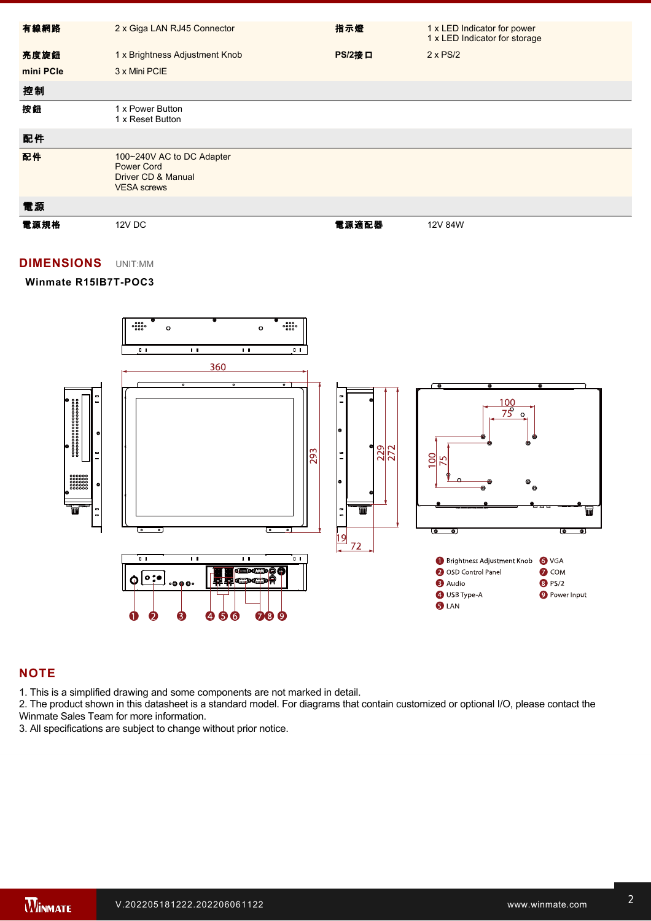| | | | |
|---|---|---|---|
| 有線網路 | 2 x Giga LAN RJ45 Connector | 指示燈 | 1 x LED Indicator for power<br>1 x LED Indicator for storage |
| 亮度旋鈕 | 1 x Brightness Adjustment Knob | PS/2接口 | 2 x PS/2 |
| mini PCIe | 3 x Mini PCIE | | |
| **控制** | | | |
| 按鈕 | 1 x Power Button<br>1 x Reset Button | | |
| **配件** | | | |
| 配件 | 100~240V AC to DC Adapter<br>Power Cord<br>Driver CD & Manual<br>VESA screws | | |
| **電源** | | | |
| 電源規格 | 12V DC | 電源適配器 | 12V 84W |

## DIMENSIONS UNIT:MM

**Winmate R15IB7T-POC3**

360
293
229
272
19
72
100
75
100
75

1 Brightness Adjustment Knob
2 OSD Control Panel
3 Audio
4 USB Type-A
5 LAN
6 VGA
7 COM
8 PS/2
9 Power Input

## NOTE

1. This is a simplified drawing and some components are not marked in detail.
2. The product shown in this datasheet is a standard model. For diagrams that contain customized or optional I/O, please contact the Winmate Sales Team for more information.
3. All specifications are subject to change without prior notice.